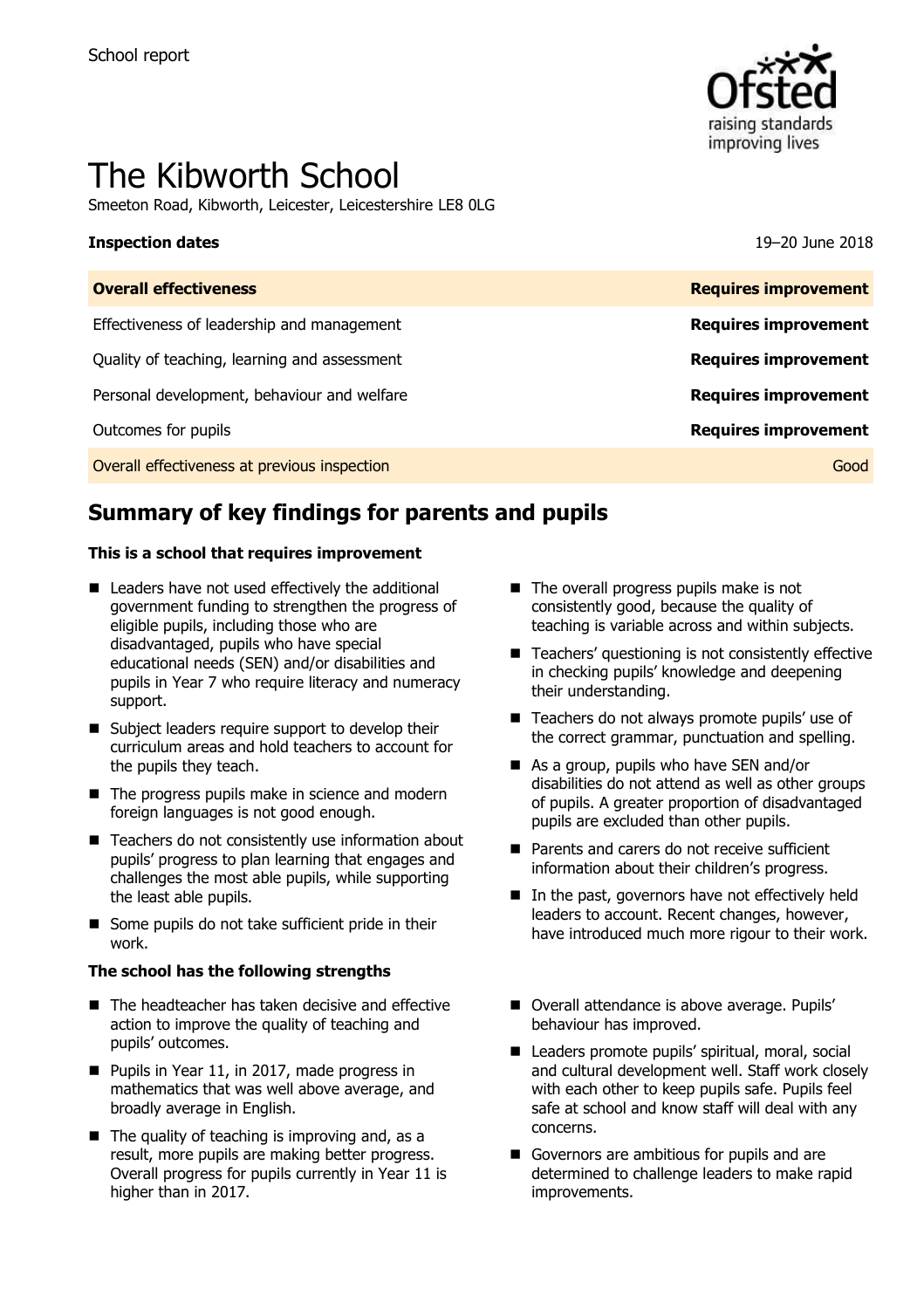School report

# The Kibworth School

Smeeton Road, Kibworth, Leicester, Leicestershire LE8 0LG

**Inspection dates** 19–20 June 2018

| **Overall effectiveness** | **Requires improvement** |
|---|---|
| Effectiveness of leadership and management | **Requires improvement** |
| Quality of teaching, learning and assessment | **Requires improvement** |
| Personal development, behaviour and welfare | **Requires improvement** |
| Outcomes for pupils | **Requires improvement** |
| Overall effectiveness at previous inspection | Good |

## Summary of key findings for parents and pupils

**This is a school that requires improvement**

- Leaders have not used effectively the additional government funding to strengthen the progress of eligible pupils, including those who are disadvantaged, pupils who have special educational needs (SEN) and/or disabilities and pupils in Year 7 who require literacy and numeracy support.
- Subject leaders require support to develop their curriculum areas and hold teachers to account for the pupils they teach.
- The progress pupils make in science and modern foreign languages is not good enough.
- Teachers do not consistently use information about pupils' progress to plan learning that engages and challenges the most able pupils, while supporting the least able pupils.
- Some pupils do not take sufficient pride in their work.
- The overall progress pupils make is not consistently good, because the quality of teaching is variable across and within subjects.
- Teachers' questioning is not consistently effective in checking pupils' knowledge and deepening their understanding.
- Teachers do not always promote pupils' use of the correct grammar, punctuation and spelling.
- As a group, pupils who have SEN and/or disabilities do not attend as well as other groups of pupils. A greater proportion of disadvantaged pupils are excluded than other pupils.
- Parents and carers do not receive sufficient information about their children's progress.
- In the past, governors have not effectively held leaders to account. Recent changes, however, have introduced much more rigour to their work.

**The school has the following strengths**

- The headteacher has taken decisive and effective action to improve the quality of teaching and pupils' outcomes.
- Pupils in Year 11, in 2017, made progress in mathematics that was well above average, and broadly average in English.
- The quality of teaching is improving and, as a result, more pupils are making better progress. Overall progress for pupils currently in Year 11 is higher than in 2017.
- Overall attendance is above average. Pupils' behaviour has improved.
- Leaders promote pupils' spiritual, moral, social and cultural development well. Staff work closely with each other to keep pupils safe. Pupils feel safe at school and know staff will deal with any concerns.
- Governors are ambitious for pupils and are determined to challenge leaders to make rapid improvements.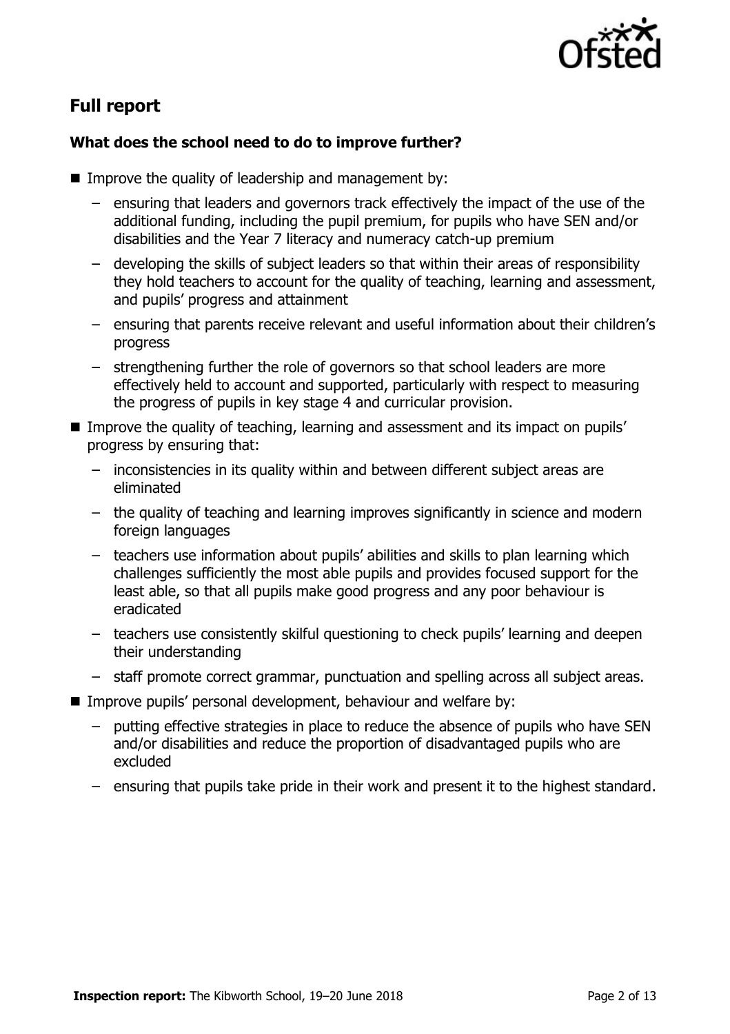## Full report

### What does the school need to do to improve further?

- Improve the quality of leadership and management by:
  - ensuring that leaders and governors track effectively the impact of the use of the additional funding, including the pupil premium, for pupils who have SEN and/or disabilities and the Year 7 literacy and numeracy catch-up premium
  - developing the skills of subject leaders so that within their areas of responsibility they hold teachers to account for the quality of teaching, learning and assessment, and pupils' progress and attainment
  - ensuring that parents receive relevant and useful information about their children's progress
  - strengthening further the role of governors so that school leaders are more effectively held to account and supported, particularly with respect to measuring the progress of pupils in key stage 4 and curricular provision.
- Improve the quality of teaching, learning and assessment and its impact on pupils' progress by ensuring that:
  - inconsistencies in its quality within and between different subject areas are eliminated
  - the quality of teaching and learning improves significantly in science and modern foreign languages
  - teachers use information about pupils' abilities and skills to plan learning which challenges sufficiently the most able pupils and provides focused support for the least able, so that all pupils make good progress and any poor behaviour is eradicated
  - teachers use consistently skilful questioning to check pupils' learning and deepen their understanding
  - staff promote correct grammar, punctuation and spelling across all subject areas.
- Improve pupils' personal development, behaviour and welfare by:
  - putting effective strategies in place to reduce the absence of pupils who have SEN and/or disabilities and reduce the proportion of disadvantaged pupils who are excluded
  - ensuring that pupils take pride in their work and present it to the highest standard.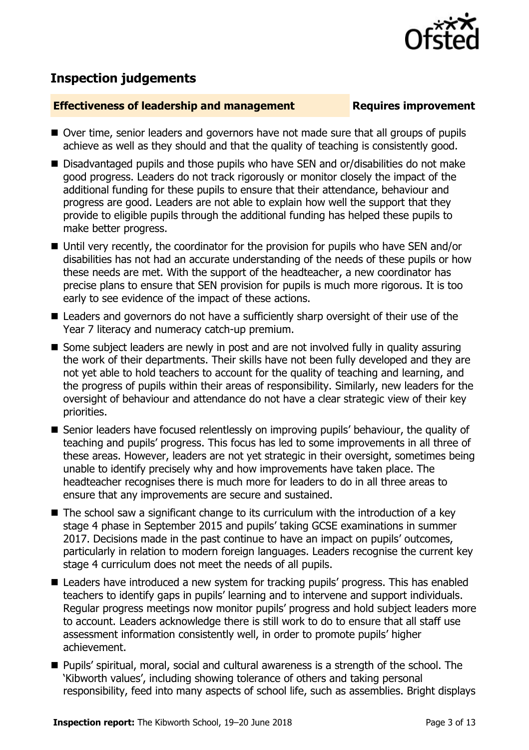## Inspection judgements

**Effectiveness of leadership and management** **Requires improvement**

- Over time, senior leaders and governors have not made sure that all groups of pupils achieve as well as they should and that the quality of teaching is consistently good.
- Disadvantaged pupils and those pupils who have SEN and or/disabilities do not make good progress. Leaders do not track rigorously or monitor closely the impact of the additional funding for these pupils to ensure that their attendance, behaviour and progress are good. Leaders are not able to explain how well the support that they provide to eligible pupils through the additional funding has helped these pupils to make better progress.
- Until very recently, the coordinator for the provision for pupils who have SEN and/or disabilities has not had an accurate understanding of the needs of these pupils or how these needs are met. With the support of the headteacher, a new coordinator has precise plans to ensure that SEN provision for pupils is much more rigorous. It is too early to see evidence of the impact of these actions.
- Leaders and governors do not have a sufficiently sharp oversight of their use of the Year 7 literacy and numeracy catch-up premium.
- Some subject leaders are newly in post and are not involved fully in quality assuring the work of their departments. Their skills have not been fully developed and they are not yet able to hold teachers to account for the quality of teaching and learning, and the progress of pupils within their areas of responsibility. Similarly, new leaders for the oversight of behaviour and attendance do not have a clear strategic view of their key priorities.
- Senior leaders have focused relentlessly on improving pupils' behaviour, the quality of teaching and pupils' progress. This focus has led to some improvements in all three of these areas. However, leaders are not yet strategic in their oversight, sometimes being unable to identify precisely why and how improvements have taken place. The headteacher recognises there is much more for leaders to do in all three areas to ensure that any improvements are secure and sustained.
- The school saw a significant change to its curriculum with the introduction of a key stage 4 phase in September 2015 and pupils' taking GCSE examinations in summer 2017. Decisions made in the past continue to have an impact on pupils' outcomes, particularly in relation to modern foreign languages. Leaders recognise the current key stage 4 curriculum does not meet the needs of all pupils.
- Leaders have introduced a new system for tracking pupils' progress. This has enabled teachers to identify gaps in pupils' learning and to intervene and support individuals. Regular progress meetings now monitor pupils' progress and hold subject leaders more to account. Leaders acknowledge there is still work to do to ensure that all staff use assessment information consistently well, in order to promote pupils' higher achievement.
- Pupils' spiritual, moral, social and cultural awareness is a strength of the school. The 'Kibworth values', including showing tolerance of others and taking personal responsibility, feed into many aspects of school life, such as assemblies. Bright displays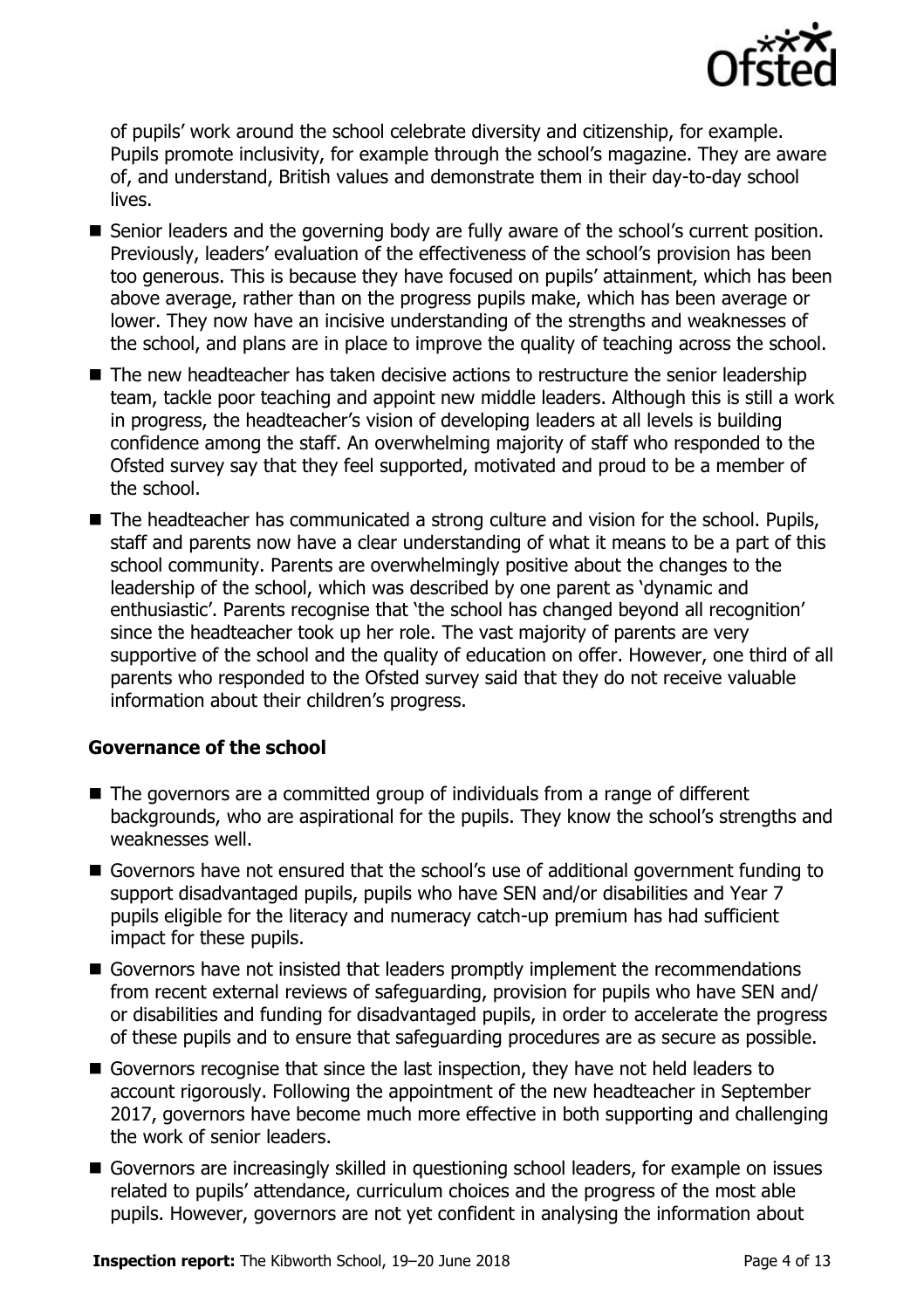of pupils' work around the school celebrate diversity and citizenship, for example. Pupils promote inclusivity, for example through the school's magazine. They are aware of, and understand, British values and demonstrate them in their day-to-day school lives.

- Senior leaders and the governing body are fully aware of the school's current position. Previously, leaders' evaluation of the effectiveness of the school's provision has been too generous. This is because they have focused on pupils' attainment, which has been above average, rather than on the progress pupils make, which has been average or lower. They now have an incisive understanding of the strengths and weaknesses of the school, and plans are in place to improve the quality of teaching across the school.
- The new headteacher has taken decisive actions to restructure the senior leadership team, tackle poor teaching and appoint new middle leaders. Although this is still a work in progress, the headteacher's vision of developing leaders at all levels is building confidence among the staff. An overwhelming majority of staff who responded to the Ofsted survey say that they feel supported, motivated and proud to be a member of the school.
- The headteacher has communicated a strong culture and vision for the school. Pupils, staff and parents now have a clear understanding of what it means to be a part of this school community. Parents are overwhelmingly positive about the changes to the leadership of the school, which was described by one parent as 'dynamic and enthusiastic'. Parents recognise that 'the school has changed beyond all recognition' since the headteacher took up her role. The vast majority of parents are very supportive of the school and the quality of education on offer. However, one third of all parents who responded to the Ofsted survey said that they do not receive valuable information about their children's progress.

### Governance of the school

- The governors are a committed group of individuals from a range of different backgrounds, who are aspirational for the pupils. They know the school's strengths and weaknesses well.
- Governors have not ensured that the school's use of additional government funding to support disadvantaged pupils, pupils who have SEN and/or disabilities and Year 7 pupils eligible for the literacy and numeracy catch-up premium has had sufficient impact for these pupils.
- Governors have not insisted that leaders promptly implement the recommendations from recent external reviews of safeguarding, provision for pupils who have SEN and/ or disabilities and funding for disadvantaged pupils, in order to accelerate the progress of these pupils and to ensure that safeguarding procedures are as secure as possible.
- Governors recognise that since the last inspection, they have not held leaders to account rigorously. Following the appointment of the new headteacher in September 2017, governors have become much more effective in both supporting and challenging the work of senior leaders.
- Governors are increasingly skilled in questioning school leaders, for example on issues related to pupils' attendance, curriculum choices and the progress of the most able pupils. However, governors are not yet confident in analysing the information about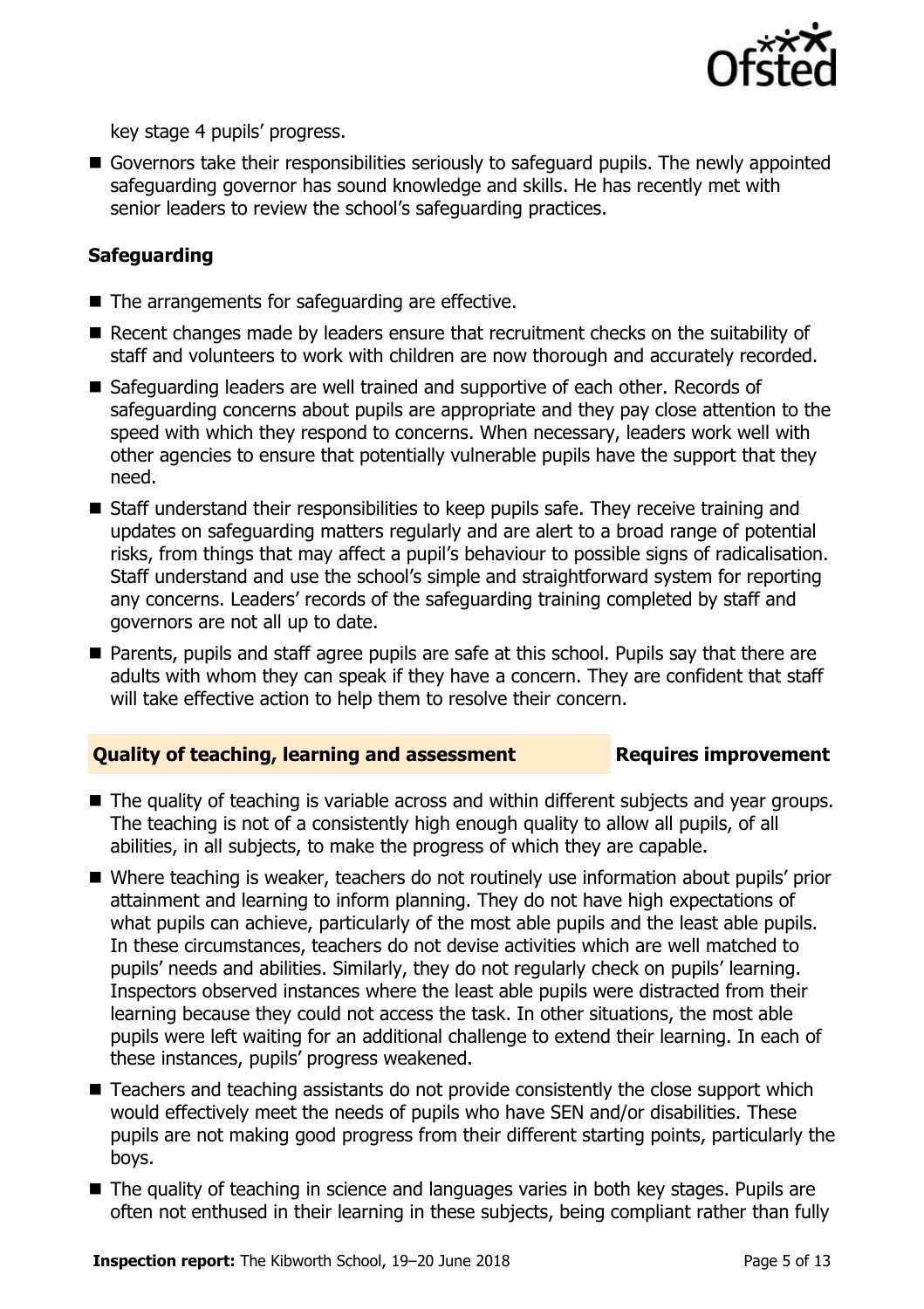key stage 4 pupils' progress.

- Governors take their responsibilities seriously to safeguard pupils. The newly appointed safeguarding governor has sound knowledge and skills. He has recently met with senior leaders to review the school's safeguarding practices.

### Safeguarding

- The arrangements for safeguarding are effective.
- Recent changes made by leaders ensure that recruitment checks on the suitability of staff and volunteers to work with children are now thorough and accurately recorded.
- Safeguarding leaders are well trained and supportive of each other. Records of safeguarding concerns about pupils are appropriate and they pay close attention to the speed with which they respond to concerns. When necessary, leaders work well with other agencies to ensure that potentially vulnerable pupils have the support that they need.
- Staff understand their responsibilities to keep pupils safe. They receive training and updates on safeguarding matters regularly and are alert to a broad range of potential risks, from things that may affect a pupil's behaviour to possible signs of radicalisation. Staff understand and use the school's simple and straightforward system for reporting any concerns. Leaders' records of the safeguarding training completed by staff and governors are not all up to date.
- Parents, pupils and staff agree pupils are safe at this school. Pupils say that there are adults with whom they can speak if they have a concern. They are confident that staff will take effective action to help them to resolve their concern.

### Quality of teaching, learning and assessment — Requires improvement

- The quality of teaching is variable across and within different subjects and year groups. The teaching is not of a consistently high enough quality to allow all pupils, of all abilities, in all subjects, to make the progress of which they are capable.
- Where teaching is weaker, teachers do not routinely use information about pupils' prior attainment and learning to inform planning. They do not have high expectations of what pupils can achieve, particularly of the most able pupils and the least able pupils. In these circumstances, teachers do not devise activities which are well matched to pupils' needs and abilities. Similarly, they do not regularly check on pupils' learning. Inspectors observed instances where the least able pupils were distracted from their learning because they could not access the task. In other situations, the most able pupils were left waiting for an additional challenge to extend their learning. In each of these instances, pupils' progress weakened.
- Teachers and teaching assistants do not provide consistently the close support which would effectively meet the needs of pupils who have SEN and/or disabilities. These pupils are not making good progress from their different starting points, particularly the boys.
- The quality of teaching in science and languages varies in both key stages. Pupils are often not enthused in their learning in these subjects, being compliant rather than fully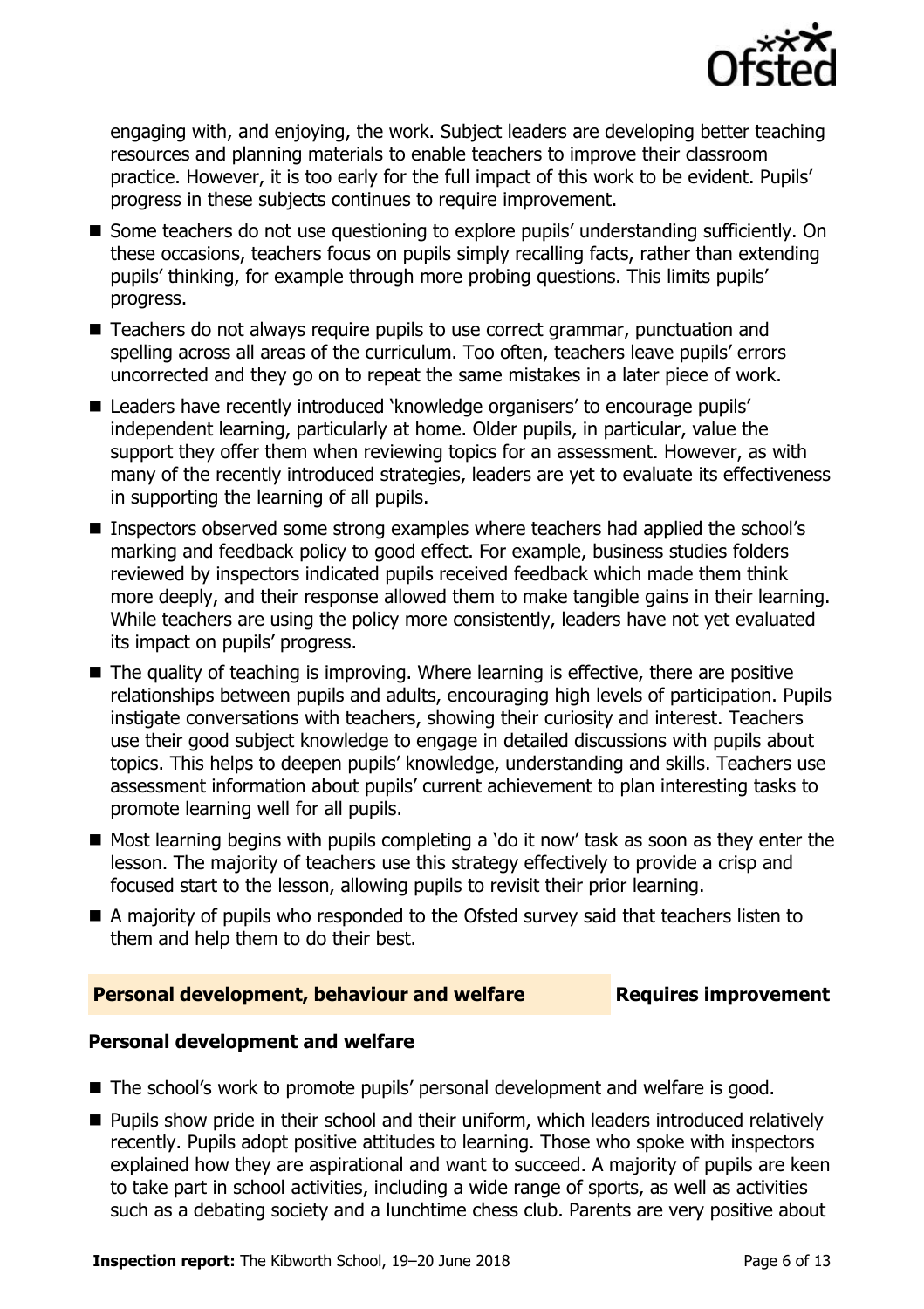engaging with, and enjoying, the work. Subject leaders are developing better teaching resources and planning materials to enable teachers to improve their classroom practice. However, it is too early for the full impact of this work to be evident. Pupils' progress in these subjects continues to require improvement.

- Some teachers do not use questioning to explore pupils' understanding sufficiently. On these occasions, teachers focus on pupils simply recalling facts, rather than extending pupils' thinking, for example through more probing questions. This limits pupils' progress.
- Teachers do not always require pupils to use correct grammar, punctuation and spelling across all areas of the curriculum. Too often, teachers leave pupils' errors uncorrected and they go on to repeat the same mistakes in a later piece of work.
- Leaders have recently introduced 'knowledge organisers' to encourage pupils' independent learning, particularly at home. Older pupils, in particular, value the support they offer them when reviewing topics for an assessment. However, as with many of the recently introduced strategies, leaders are yet to evaluate its effectiveness in supporting the learning of all pupils.
- Inspectors observed some strong examples where teachers had applied the school's marking and feedback policy to good effect. For example, business studies folders reviewed by inspectors indicated pupils received feedback which made them think more deeply, and their response allowed them to make tangible gains in their learning. While teachers are using the policy more consistently, leaders have not yet evaluated its impact on pupils' progress.
- The quality of teaching is improving. Where learning is effective, there are positive relationships between pupils and adults, encouraging high levels of participation. Pupils instigate conversations with teachers, showing their curiosity and interest. Teachers use their good subject knowledge to engage in detailed discussions with pupils about topics. This helps to deepen pupils' knowledge, understanding and skills. Teachers use assessment information about pupils' current achievement to plan interesting tasks to promote learning well for all pupils.
- Most learning begins with pupils completing a 'do it now' task as soon as they enter the lesson. The majority of teachers use this strategy effectively to provide a crisp and focused start to the lesson, allowing pupils to revisit their prior learning.
- A majority of pupils who responded to the Ofsted survey said that teachers listen to them and help them to do their best.

## Personal development, behaviour and welfare — Requires improvement

### Personal development and welfare

- The school's work to promote pupils' personal development and welfare is good.
- Pupils show pride in their school and their uniform, which leaders introduced relatively recently. Pupils adopt positive attitudes to learning. Those who spoke with inspectors explained how they are aspirational and want to succeed. A majority of pupils are keen to take part in school activities, including a wide range of sports, as well as activities such as a debating society and a lunchtime chess club. Parents are very positive about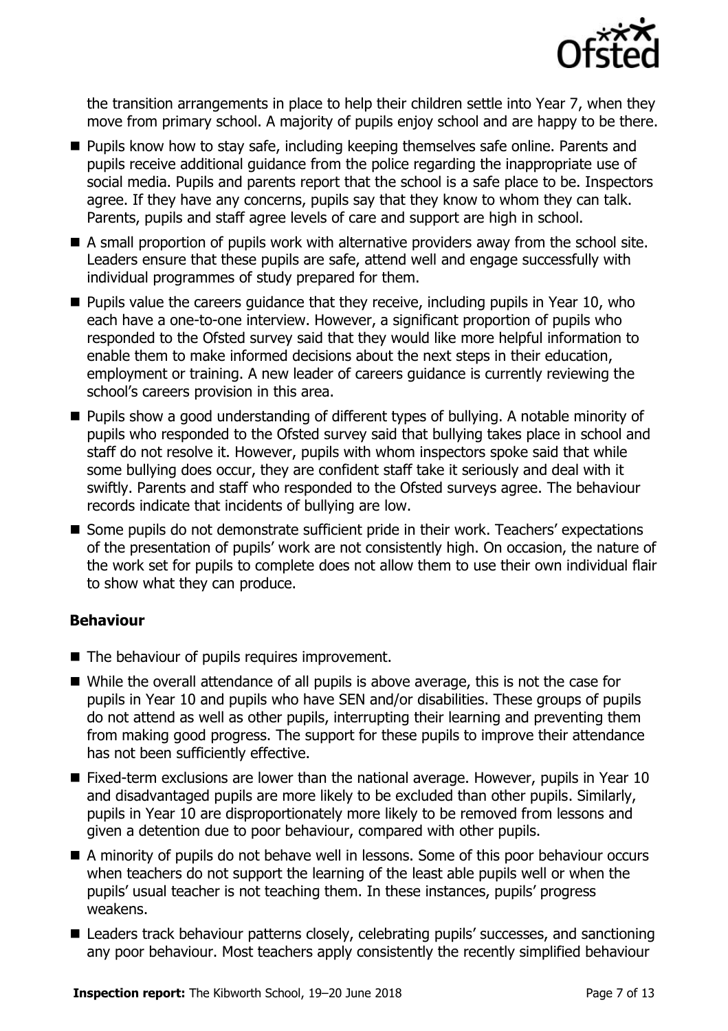the transition arrangements in place to help their children settle into Year 7, when they move from primary school. A majority of pupils enjoy school and are happy to be there.

- Pupils know how to stay safe, including keeping themselves safe online. Parents and pupils receive additional guidance from the police regarding the inappropriate use of social media. Pupils and parents report that the school is a safe place to be. Inspectors agree. If they have any concerns, pupils say that they know to whom they can talk. Parents, pupils and staff agree levels of care and support are high in school.
- A small proportion of pupils work with alternative providers away from the school site. Leaders ensure that these pupils are safe, attend well and engage successfully with individual programmes of study prepared for them.
- Pupils value the careers guidance that they receive, including pupils in Year 10, who each have a one-to-one interview. However, a significant proportion of pupils who responded to the Ofsted survey said that they would like more helpful information to enable them to make informed decisions about the next steps in their education, employment or training. A new leader of careers guidance is currently reviewing the school's careers provision in this area.
- Pupils show a good understanding of different types of bullying. A notable minority of pupils who responded to the Ofsted survey said that bullying takes place in school and staff do not resolve it. However, pupils with whom inspectors spoke said that while some bullying does occur, they are confident staff take it seriously and deal with it swiftly. Parents and staff who responded to the Ofsted surveys agree. The behaviour records indicate that incidents of bullying are low.
- Some pupils do not demonstrate sufficient pride in their work. Teachers' expectations of the presentation of pupils' work are not consistently high. On occasion, the nature of the work set for pupils to complete does not allow them to use their own individual flair to show what they can produce.

### Behaviour

- The behaviour of pupils requires improvement.
- While the overall attendance of all pupils is above average, this is not the case for pupils in Year 10 and pupils who have SEN and/or disabilities. These groups of pupils do not attend as well as other pupils, interrupting their learning and preventing them from making good progress. The support for these pupils to improve their attendance has not been sufficiently effective.
- Fixed-term exclusions are lower than the national average. However, pupils in Year 10 and disadvantaged pupils are more likely to be excluded than other pupils. Similarly, pupils in Year 10 are disproportionately more likely to be removed from lessons and given a detention due to poor behaviour, compared with other pupils.
- A minority of pupils do not behave well in lessons. Some of this poor behaviour occurs when teachers do not support the learning of the least able pupils well or when the pupils' usual teacher is not teaching them. In these instances, pupils' progress weakens.
- Leaders track behaviour patterns closely, celebrating pupils' successes, and sanctioning any poor behaviour. Most teachers apply consistently the recently simplified behaviour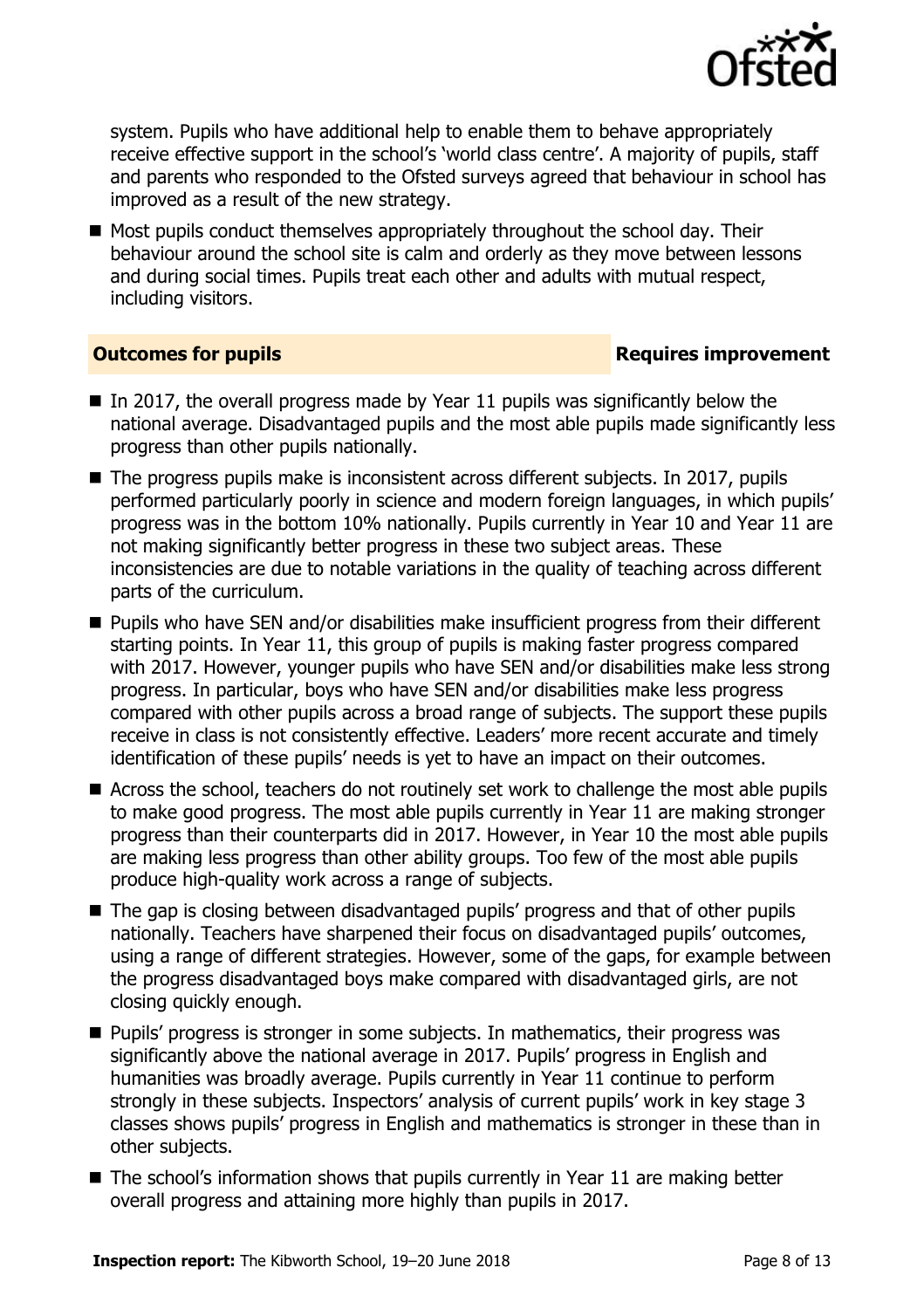system. Pupils who have additional help to enable them to behave appropriately receive effective support in the school's 'world class centre'. A majority of pupils, staff and parents who responded to the Ofsted surveys agreed that behaviour in school has improved as a result of the new strategy.

- Most pupils conduct themselves appropriately throughout the school day. Their behaviour around the school site is calm and orderly as they move between lessons and during social times. Pupils treat each other and adults with mutual respect, including visitors.

## Outcomes for pupils — Requires improvement

- In 2017, the overall progress made by Year 11 pupils was significantly below the national average. Disadvantaged pupils and the most able pupils made significantly less progress than other pupils nationally.
- The progress pupils make is inconsistent across different subjects. In 2017, pupils performed particularly poorly in science and modern foreign languages, in which pupils' progress was in the bottom 10% nationally. Pupils currently in Year 10 and Year 11 are not making significantly better progress in these two subject areas. These inconsistencies are due to notable variations in the quality of teaching across different parts of the curriculum.
- Pupils who have SEN and/or disabilities make insufficient progress from their different starting points. In Year 11, this group of pupils is making faster progress compared with 2017. However, younger pupils who have SEN and/or disabilities make less strong progress. In particular, boys who have SEN and/or disabilities make less progress compared with other pupils across a broad range of subjects. The support these pupils receive in class is not consistently effective. Leaders' more recent accurate and timely identification of these pupils' needs is yet to have an impact on their outcomes.
- Across the school, teachers do not routinely set work to challenge the most able pupils to make good progress. The most able pupils currently in Year 11 are making stronger progress than their counterparts did in 2017. However, in Year 10 the most able pupils are making less progress than other ability groups. Too few of the most able pupils produce high-quality work across a range of subjects.
- The gap is closing between disadvantaged pupils' progress and that of other pupils nationally. Teachers have sharpened their focus on disadvantaged pupils' outcomes, using a range of different strategies. However, some of the gaps, for example between the progress disadvantaged boys make compared with disadvantaged girls, are not closing quickly enough.
- Pupils' progress is stronger in some subjects. In mathematics, their progress was significantly above the national average in 2017. Pupils' progress in English and humanities was broadly average. Pupils currently in Year 11 continue to perform strongly in these subjects. Inspectors' analysis of current pupils' work in key stage 3 classes shows pupils' progress in English and mathematics is stronger in these than in other subjects.
- The school's information shows that pupils currently in Year 11 are making better overall progress and attaining more highly than pupils in 2017.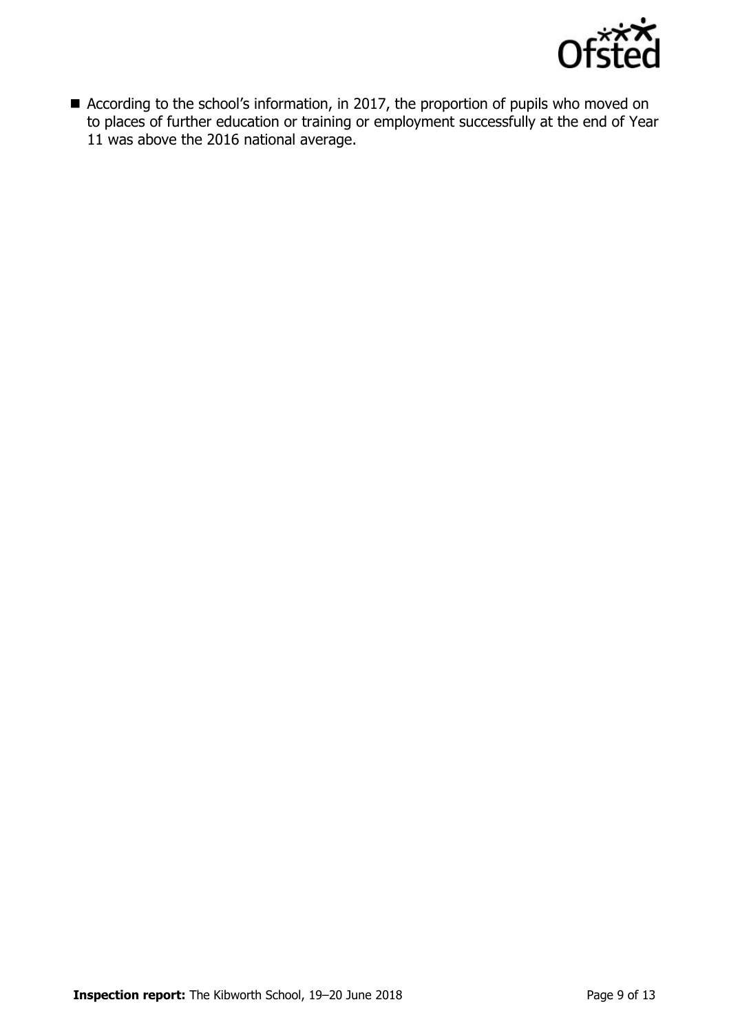- According to the school's information, in 2017, the proportion of pupils who moved on to places of further education or training or employment successfully at the end of Year 11 was above the 2016 national average.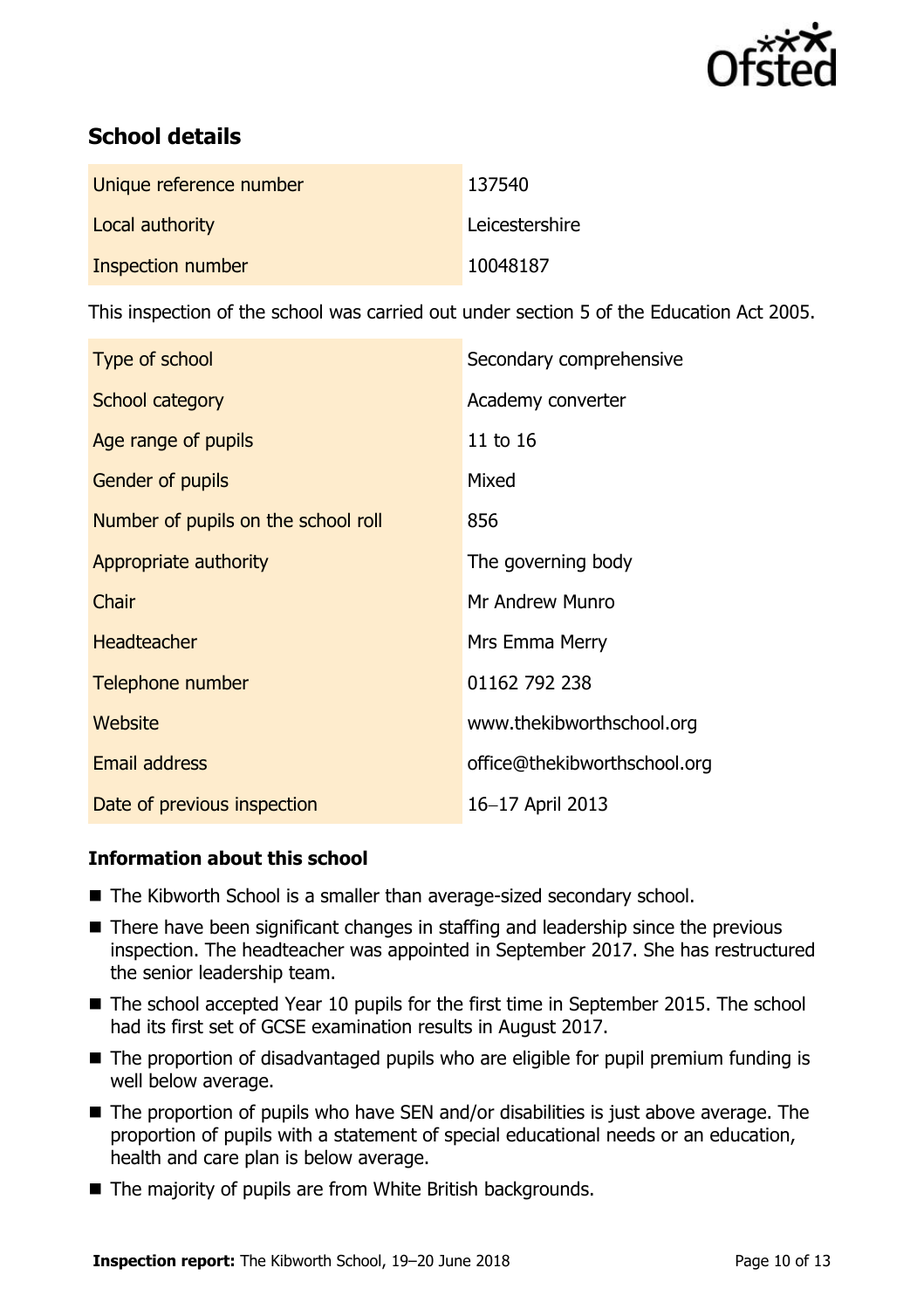## School details

| | |
|---|---|
| Unique reference number | 137540 |
| Local authority | Leicestershire |
| Inspection number | 10048187 |

This inspection of the school was carried out under section 5 of the Education Act 2005.

| | |
|---|---|
| Type of school | Secondary comprehensive |
| School category | Academy converter |
| Age range of pupils | 11 to 16 |
| Gender of pupils | Mixed |
| Number of pupils on the school roll | 856 |
| Appropriate authority | The governing body |
| Chair | Mr Andrew Munro |
| Headteacher | Mrs Emma Merry |
| Telephone number | 01162 792 238 |
| Website | www.thekibworthschool.org |
| Email address | office@thekibworthschool.org |
| Date of previous inspection | 16–17 April 2013 |

### Information about this school

- The Kibworth School is a smaller than average-sized secondary school.
- There have been significant changes in staffing and leadership since the previous inspection. The headteacher was appointed in September 2017. She has restructured the senior leadership team.
- The school accepted Year 10 pupils for the first time in September 2015. The school had its first set of GCSE examination results in August 2017.
- The proportion of disadvantaged pupils who are eligible for pupil premium funding is well below average.
- The proportion of pupils who have SEN and/or disabilities is just above average. The proportion of pupils with a statement of special educational needs or an education, health and care plan is below average.
- The majority of pupils are from White British backgrounds.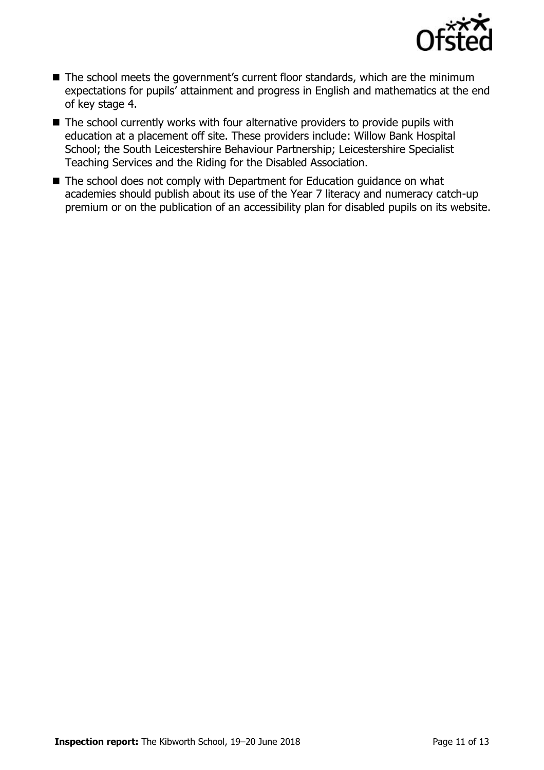- The school meets the government's current floor standards, which are the minimum expectations for pupils' attainment and progress in English and mathematics at the end of key stage 4.
- The school currently works with four alternative providers to provide pupils with education at a placement off site. These providers include: Willow Bank Hospital School; the South Leicestershire Behaviour Partnership; Leicestershire Specialist Teaching Services and the Riding for the Disabled Association.
- The school does not comply with Department for Education guidance on what academies should publish about its use of the Year 7 literacy and numeracy catch-up premium or on the publication of an accessibility plan for disabled pupils on its website.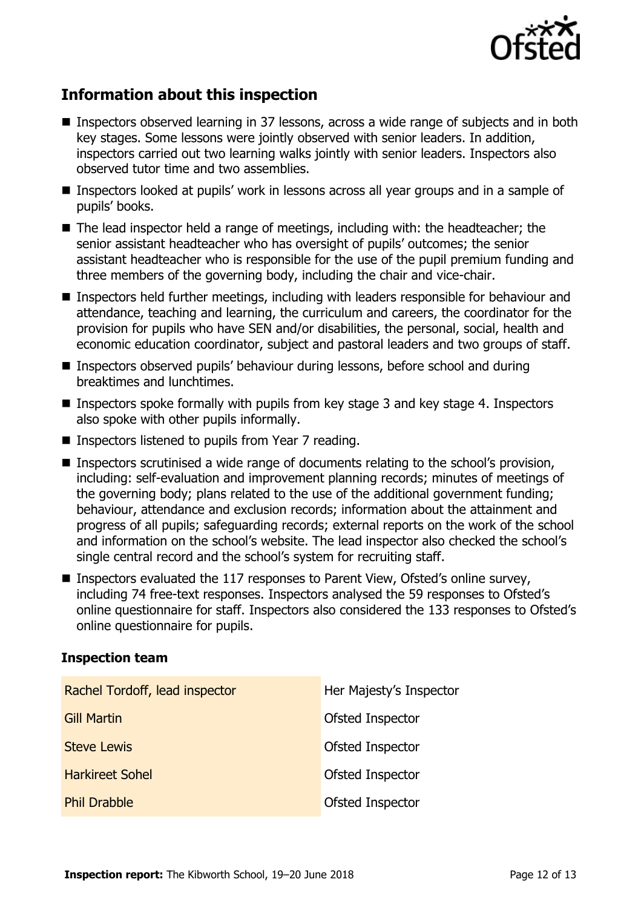## Information about this inspection

- Inspectors observed learning in 37 lessons, across a wide range of subjects and in both key stages. Some lessons were jointly observed with senior leaders. In addition, inspectors carried out two learning walks jointly with senior leaders. Inspectors also observed tutor time and two assemblies.
- Inspectors looked at pupils' work in lessons across all year groups and in a sample of pupils' books.
- The lead inspector held a range of meetings, including with: the headteacher; the senior assistant headteacher who has oversight of pupils' outcomes; the senior assistant headteacher who is responsible for the use of the pupil premium funding and three members of the governing body, including the chair and vice-chair.
- Inspectors held further meetings, including with leaders responsible for behaviour and attendance, teaching and learning, the curriculum and careers, the coordinator for the provision for pupils who have SEN and/or disabilities, the personal, social, health and economic education coordinator, subject and pastoral leaders and two groups of staff.
- Inspectors observed pupils' behaviour during lessons, before school and during breaktimes and lunchtimes.
- Inspectors spoke formally with pupils from key stage 3 and key stage 4. Inspectors also spoke with other pupils informally.
- Inspectors listened to pupils from Year 7 reading.
- Inspectors scrutinised a wide range of documents relating to the school's provision, including: self-evaluation and improvement planning records; minutes of meetings of the governing body; plans related to the use of the additional government funding; behaviour, attendance and exclusion records; information about the attainment and progress of all pupils; safeguarding records; external reports on the work of the school and information on the school's website. The lead inspector also checked the school's single central record and the school's system for recruiting staff.
- Inspectors evaluated the 117 responses to Parent View, Ofsted's online survey, including 74 free-text responses. Inspectors analysed the 59 responses to Ofsted's online questionnaire for staff. Inspectors also considered the 133 responses to Ofsted's online questionnaire for pupils.

### Inspection team

| | |
|---|---|
| Rachel Tordoff, lead inspector | Her Majesty's Inspector |
| Gill Martin | Ofsted Inspector |
| Steve Lewis | Ofsted Inspector |
| Harkireet Sohel | Ofsted Inspector |
| Phil Drabble | Ofsted Inspector |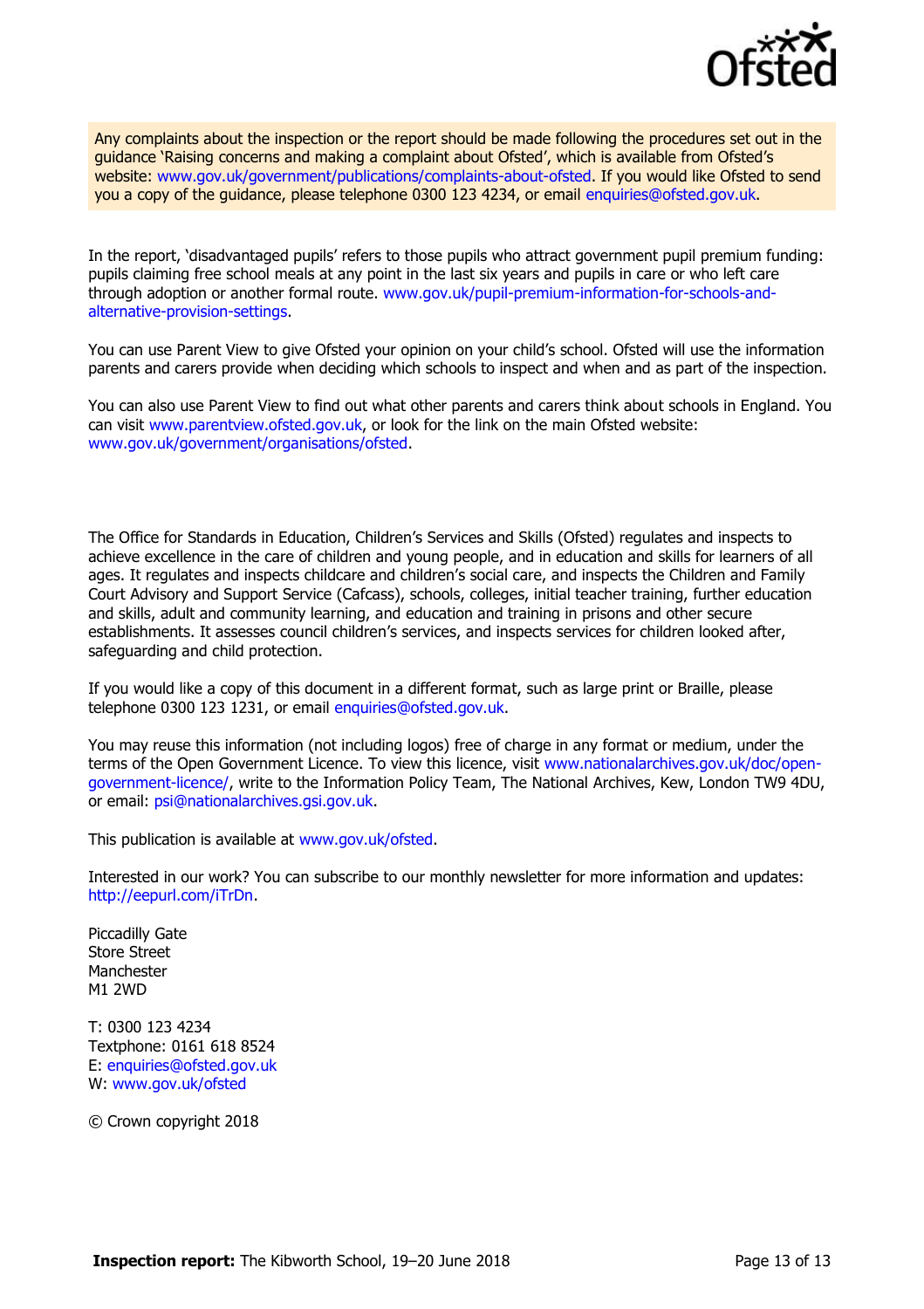Any complaints about the inspection or the report should be made following the procedures set out in the guidance 'Raising concerns and making a complaint about Ofsted', which is available from Ofsted's website: www.gov.uk/government/publications/complaints-about-ofsted. If you would like Ofsted to send you a copy of the guidance, please telephone 0300 123 4234, or email enquiries@ofsted.gov.uk.

In the report, 'disadvantaged pupils' refers to those pupils who attract government pupil premium funding: pupils claiming free school meals at any point in the last six years and pupils in care or who left care through adoption or another formal route. www.gov.uk/pupil-premium-information-for-schools-and-alternative-provision-settings.

You can use Parent View to give Ofsted your opinion on your child's school. Ofsted will use the information parents and carers provide when deciding which schools to inspect and when and as part of the inspection.

You can also use Parent View to find out what other parents and carers think about schools in England. You can visit www.parentview.ofsted.gov.uk, or look for the link on the main Ofsted website: www.gov.uk/government/organisations/ofsted.

The Office for Standards in Education, Children's Services and Skills (Ofsted) regulates and inspects to achieve excellence in the care of children and young people, and in education and skills for learners of all ages. It regulates and inspects childcare and children's social care, and inspects the Children and Family Court Advisory and Support Service (Cafcass), schools, colleges, initial teacher training, further education and skills, adult and community learning, and education and training in prisons and other secure establishments. It assesses council children's services, and inspects services for children looked after, safeguarding and child protection.

If you would like a copy of this document in a different format, such as large print or Braille, please telephone 0300 123 1231, or email enquiries@ofsted.gov.uk.

You may reuse this information (not including logos) free of charge in any format or medium, under the terms of the Open Government Licence. To view this licence, visit www.nationalarchives.gov.uk/doc/open-government-licence/, write to the Information Policy Team, The National Archives, Kew, London TW9 4DU, or email: psi@nationalarchives.gsi.gov.uk.

This publication is available at www.gov.uk/ofsted.

Interested in our work? You can subscribe to our monthly newsletter for more information and updates: http://eepurl.com/iTrDn.

Piccadilly Gate
Store Street
Manchester
M1 2WD

T: 0300 123 4234
Textphone: 0161 618 8524
E: enquiries@ofsted.gov.uk
W: www.gov.uk/ofsted

© Crown copyright 2018